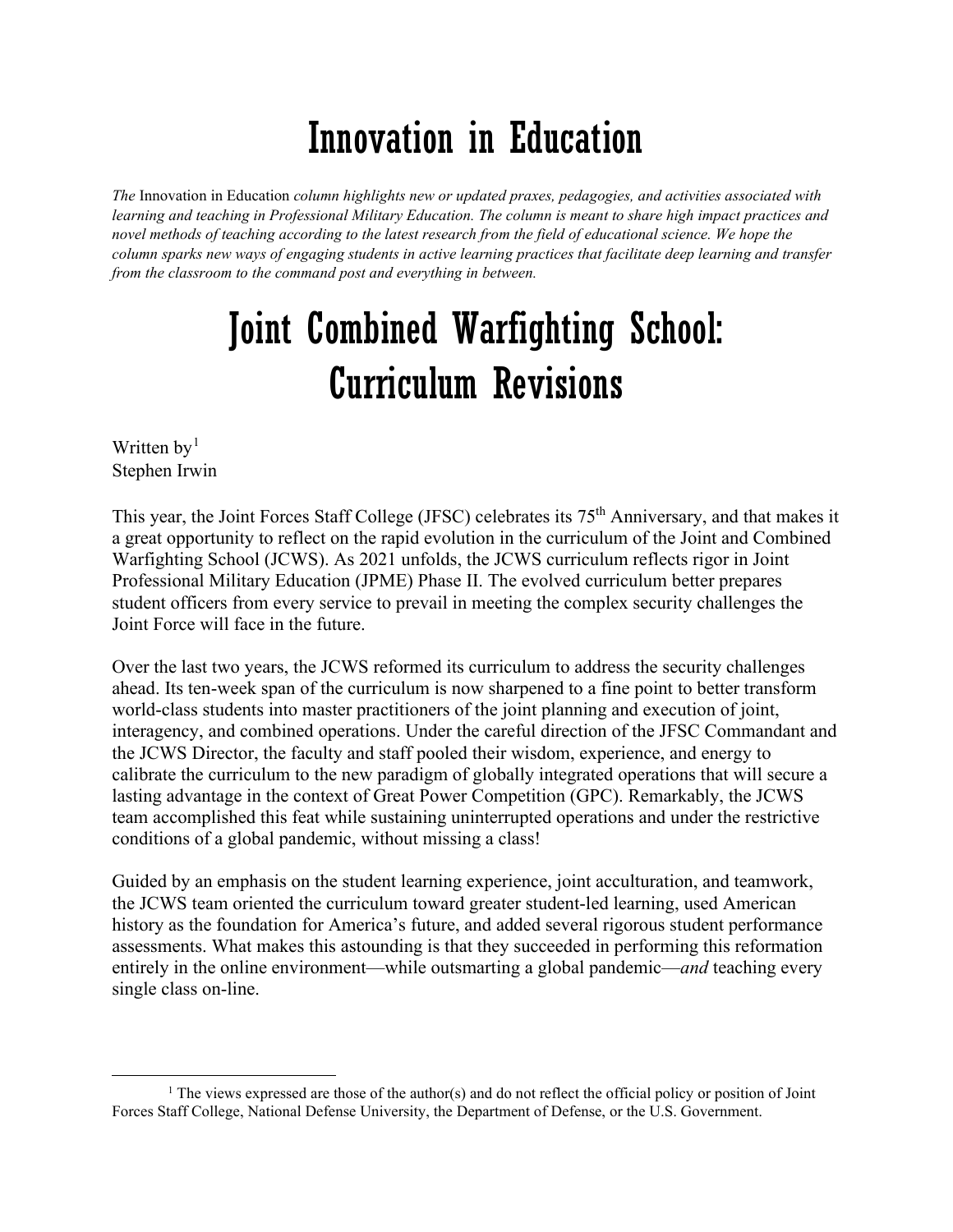# Innovation in Education

*The* Innovation in Education *column highlights new or updated praxes, pedagogies, and activities associated with learning and teaching in Professional Military Education. The column is meant to share high impact practices and novel methods of teaching according to the latest research from the field of educational science. We hope the column sparks new ways of engaging students in active learning practices that facilitate deep learning and transfer from the classroom to the command post and everything in between.*

# Joint Combined Warfighting School: Curriculum Revisions

Written by[1]
Stephen Irwin

This year, the Joint Forces Staff College (JFSC) celebrates its 75th Anniversary, and that makes it a great opportunity to reflect on the rapid evolution in the curriculum of the Joint and Combined Warfighting School (JCWS). As 2021 unfolds, the JCWS curriculum reflects rigor in Joint Professional Military Education (JPME) Phase II. The evolved curriculum better prepares student officers from every service to prevail in meeting the complex security challenges the Joint Force will face in the future.

Over the last two years, the JCWS reformed its curriculum to address the security challenges ahead. Its ten-week span of the curriculum is now sharpened to a fine point to better transform world-class students into master practitioners of the joint planning and execution of joint, interagency, and combined operations. Under the careful direction of the JFSC Commandant and the JCWS Director, the faculty and staff pooled their wisdom, experience, and energy to calibrate the curriculum to the new paradigm of globally integrated operations that will secure a lasting advantage in the context of Great Power Competition (GPC). Remarkably, the JCWS team accomplished this feat while sustaining uninterrupted operations and under the restrictive conditions of a global pandemic, without missing a class!

Guided by an emphasis on the student learning experience, joint acculturation, and teamwork, the JCWS team oriented the curriculum toward greater student-led learning, used American history as the foundation for America's future, and added several rigorous student performance assessments. What makes this astounding is that they succeeded in performing this reformation entirely in the online environment—while outsmarting a global pandemic—*and* teaching every single class on-line.

[1] The views expressed are those of the author(s) and do not reflect the official policy or position of Joint Forces Staff College, National Defense University, the Department of Defense, or the U.S. Government.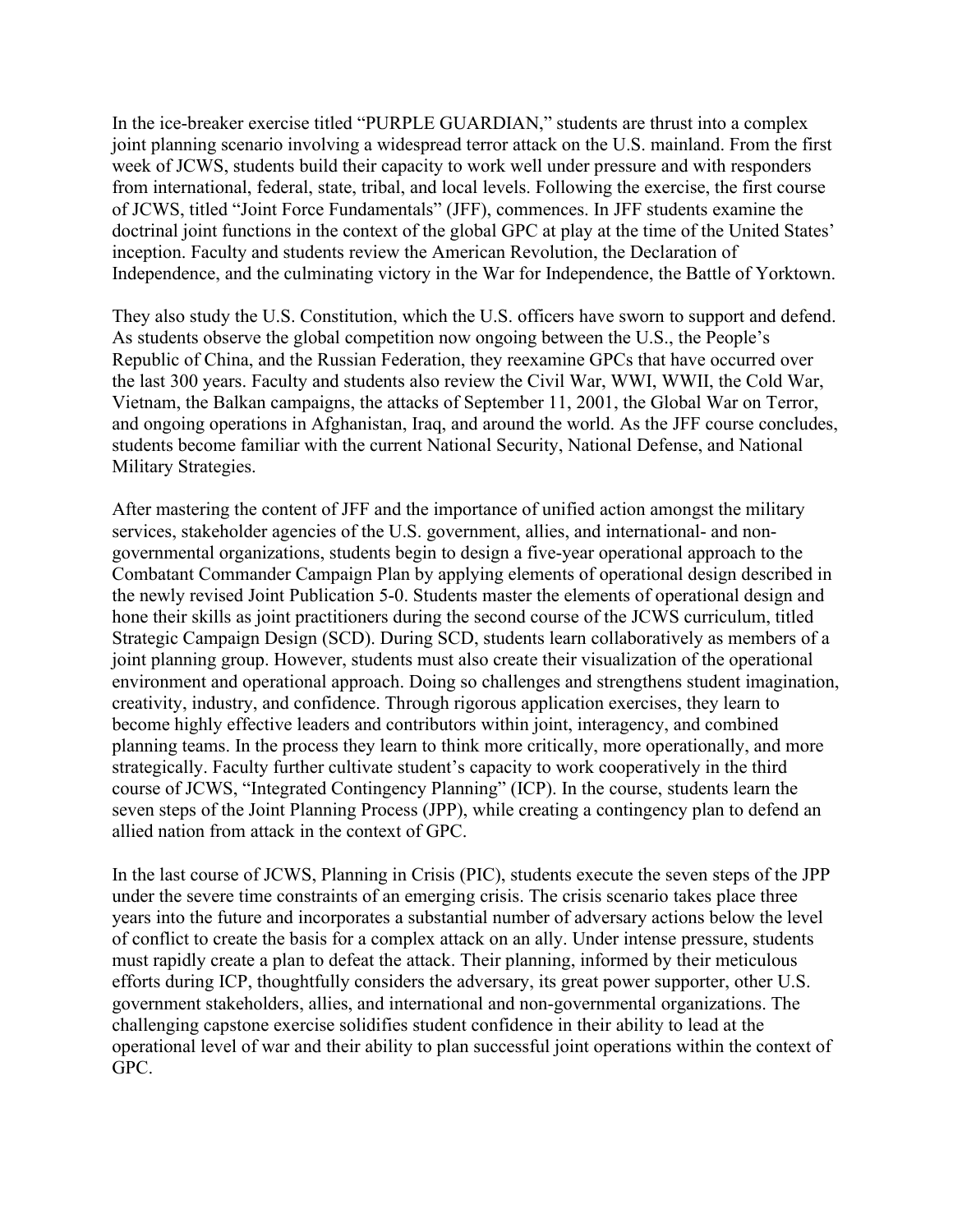In the ice-breaker exercise titled "PURPLE GUARDIAN," students are thrust into a complex joint planning scenario involving a widespread terror attack on the U.S. mainland. From the first week of JCWS, students build their capacity to work well under pressure and with responders from international, federal, state, tribal, and local levels. Following the exercise, the first course of JCWS, titled "Joint Force Fundamentals" (JFF), commences. In JFF students examine the doctrinal joint functions in the context of the global GPC at play at the time of the United States' inception. Faculty and students review the American Revolution, the Declaration of Independence, and the culminating victory in the War for Independence, the Battle of Yorktown.

They also study the U.S. Constitution, which the U.S. officers have sworn to support and defend. As students observe the global competition now ongoing between the U.S., the People's Republic of China, and the Russian Federation, they reexamine GPCs that have occurred over the last 300 years. Faculty and students also review the Civil War, WWI, WWII, the Cold War, Vietnam, the Balkan campaigns, the attacks of September 11, 2001, the Global War on Terror, and ongoing operations in Afghanistan, Iraq, and around the world. As the JFF course concludes, students become familiar with the current National Security, National Defense, and National Military Strategies.

After mastering the content of JFF and the importance of unified action amongst the military services, stakeholder agencies of the U.S. government, allies, and international- and non-governmental organizations, students begin to design a five-year operational approach to the Combatant Commander Campaign Plan by applying elements of operational design described in the newly revised Joint Publication 5-0. Students master the elements of operational design and hone their skills as joint practitioners during the second course of the JCWS curriculum, titled Strategic Campaign Design (SCD). During SCD, students learn collaboratively as members of a joint planning group. However, students must also create their visualization of the operational environment and operational approach. Doing so challenges and strengthens student imagination, creativity, industry, and confidence. Through rigorous application exercises, they learn to become highly effective leaders and contributors within joint, interagency, and combined planning teams. In the process they learn to think more critically, more operationally, and more strategically. Faculty further cultivate student's capacity to work cooperatively in the third course of JCWS, "Integrated Contingency Planning" (ICP). In the course, students learn the seven steps of the Joint Planning Process (JPP), while creating a contingency plan to defend an allied nation from attack in the context of GPC.

In the last course of JCWS, Planning in Crisis (PIC), students execute the seven steps of the JPP under the severe time constraints of an emerging crisis. The crisis scenario takes place three years into the future and incorporates a substantial number of adversary actions below the level of conflict to create the basis for a complex attack on an ally. Under intense pressure, students must rapidly create a plan to defeat the attack. Their planning, informed by their meticulous efforts during ICP, thoughtfully considers the adversary, its great power supporter, other U.S. government stakeholders, allies, and international and non-governmental organizations. The challenging capstone exercise solidifies student confidence in their ability to lead at the operational level of war and their ability to plan successful joint operations within the context of GPC.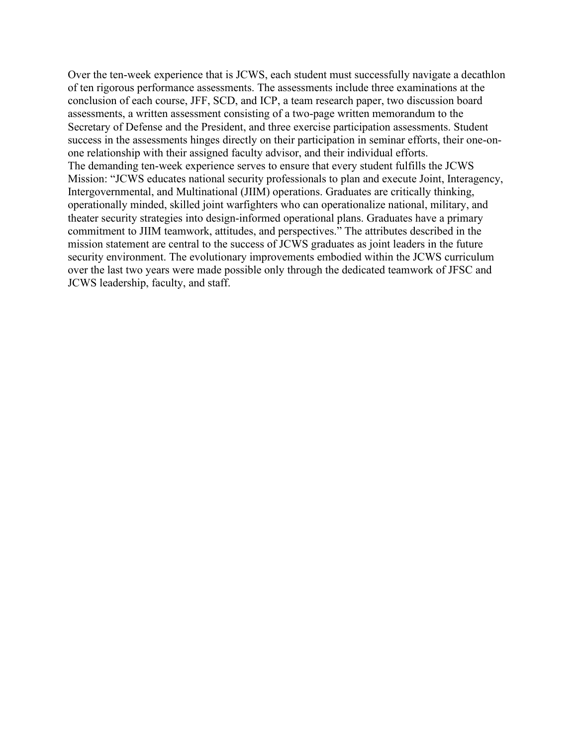Over the ten-week experience that is JCWS, each student must successfully navigate a decathlon of ten rigorous performance assessments. The assessments include three examinations at the conclusion of each course, JFF, SCD, and ICP, a team research paper, two discussion board assessments, a written assessment consisting of a two-page written memorandum to the Secretary of Defense and the President, and three exercise participation assessments. Student success in the assessments hinges directly on their participation in seminar efforts, their one-on-one relationship with their assigned faculty advisor, and their individual efforts.

The demanding ten-week experience serves to ensure that every student fulfills the JCWS Mission: "JCWS educates national security professionals to plan and execute Joint, Interagency, Intergovernmental, and Multinational (JIIM) operations. Graduates are critically thinking, operationally minded, skilled joint warfighters who can operationalize national, military, and theater security strategies into design-informed operational plans. Graduates have a primary commitment to JIIM teamwork, attitudes, and perspectives." The attributes described in the mission statement are central to the success of JCWS graduates as joint leaders in the future security environment. The evolutionary improvements embodied within the JCWS curriculum over the last two years were made possible only through the dedicated teamwork of JFSC and JCWS leadership, faculty, and staff.